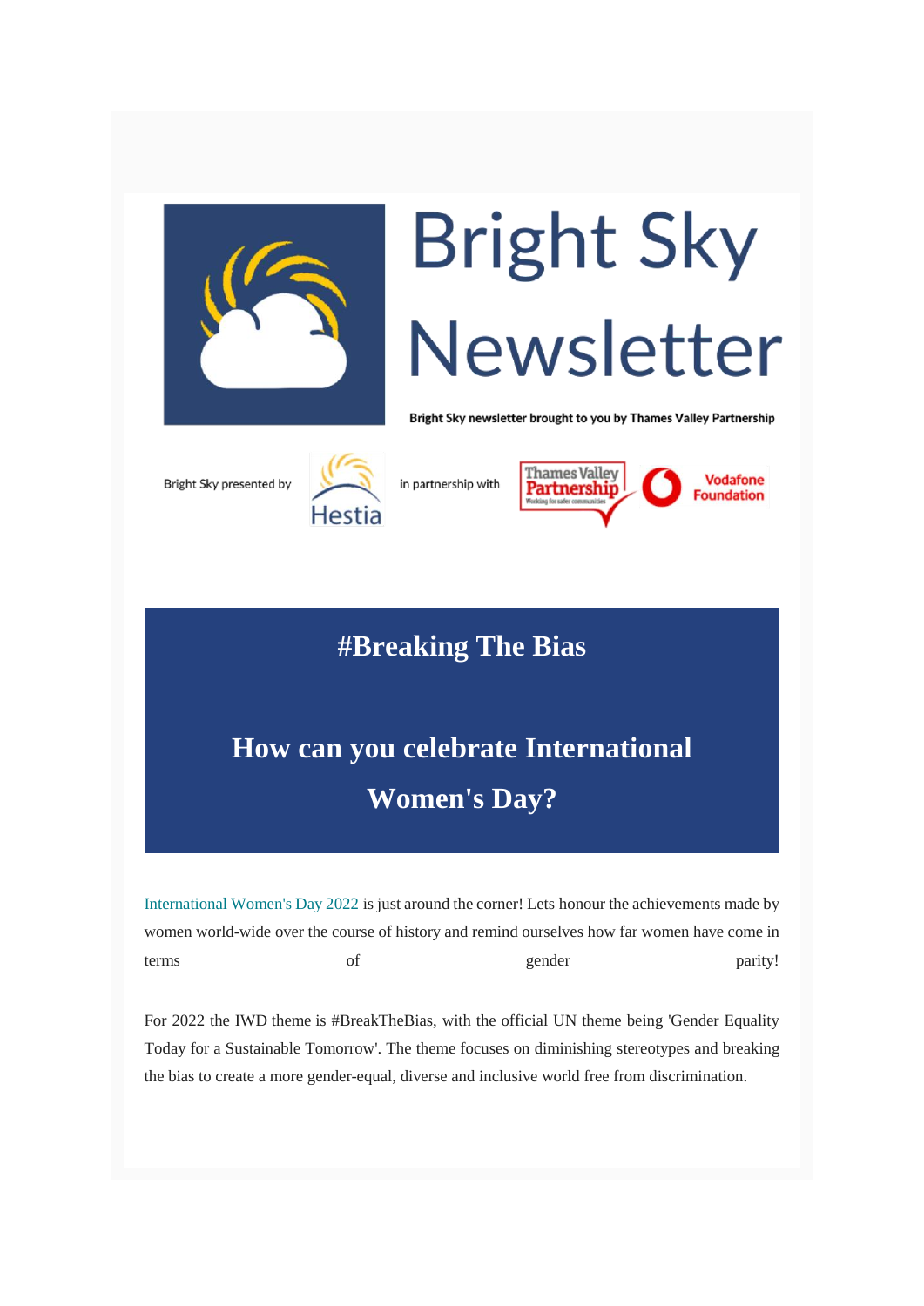# Bright Sky Newsletter

Bright Sky newsletter brought to you by Thames Valley Partnership

Bright Sky presented by Hestia in partnership with Thames Valley Partnership (Working for safer communities) Vodafone Foundation

## #Breaking The Bias

## How can you celebrate International Women's Day?

International Women's Day 2022 is just around the corner! Lets honour the achievements made by women world-wide over the course of history and remind ourselves how far women have come in terms of gender parity!

For 2022 the IWD theme is #BreakTheBias, with the official UN theme being 'Gender Equality Today for a Sustainable Tomorrow'. The theme focuses on diminishing stereotypes and breaking the bias to create a more gender-equal, diverse and inclusive world free from discrimination.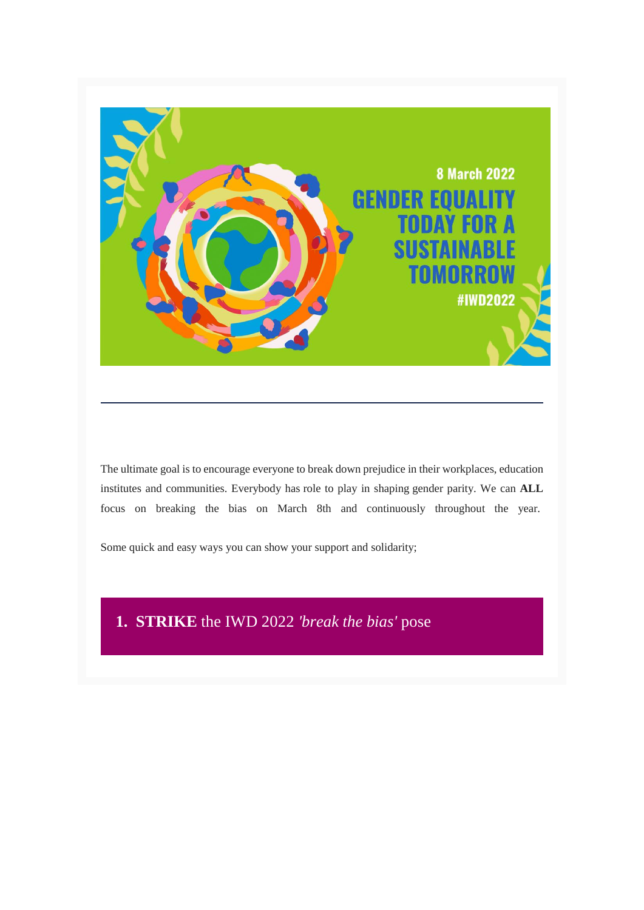8 March 2022

GENDER EQUALITY TODAY FOR A SUSTAINABLE TOMORROW

#IWD2022

---

The ultimate goal is to encourage everyone to break down prejudice in their workplaces, education institutes and communities. Everybody has role to play in shaping gender parity. We can **ALL** focus on breaking the bias on March 8th and continuously throughout the year.

Some quick and easy ways you can show your support and solidarity;

1. **STRIKE** the IWD 2022 *'break the bias'* pose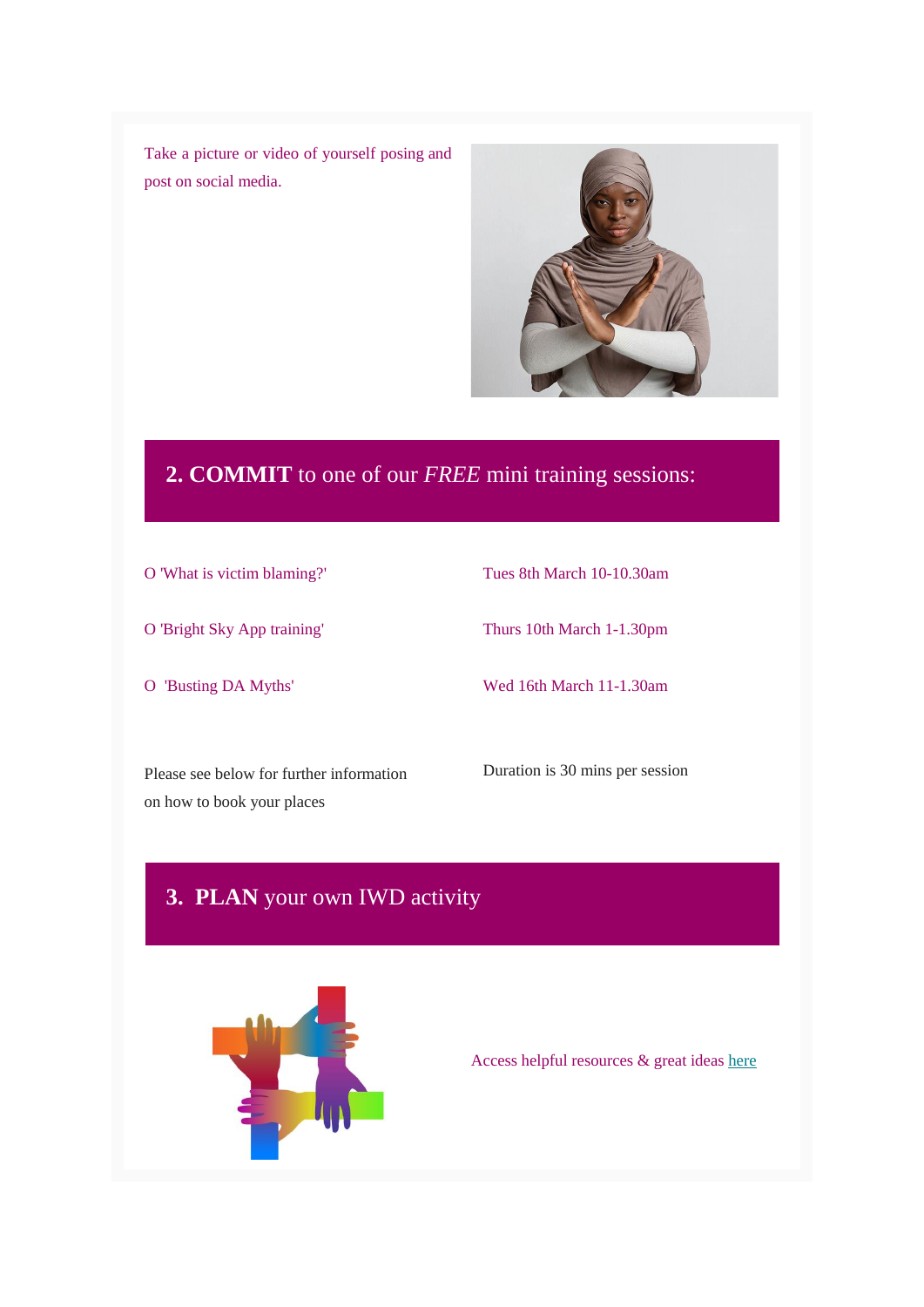Take a picture or video of yourself posing and post on social media.

## 2. **COMMIT** to one of our *FREE* mini training sessions:

| | |
|---|---|
| O 'What is victim blaming?' | Tues 8th March 10-10.30am |
| O 'Bright Sky App training' | Thurs 10th March 1-1.30pm |
| O 'Busting DA Myths' | Wed 16th March 11-1.30am |

Please see below for further information on how to book your places

Duration is 30 mins per session

## 3. **PLAN** your own IWD activity

Access helpful resources & great ideas here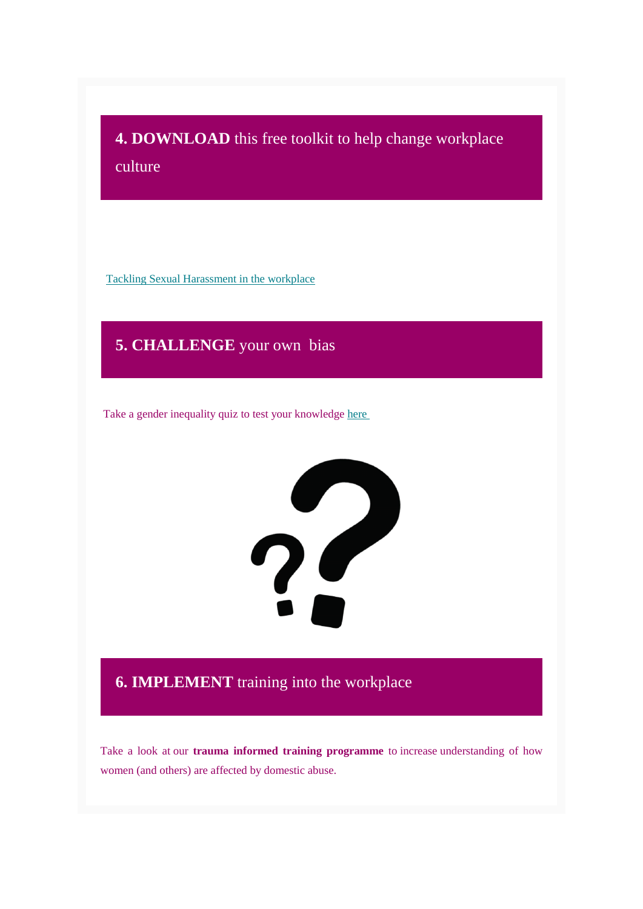## **4. DOWNLOAD** this free toolkit to help change workplace culture

Tackling Sexual Harassment in the workplace

## **5. CHALLENGE** your own bias

Take a gender inequality quiz to test your knowledge here

## **6. IMPLEMENT** training into the workplace

Take a look at our **trauma informed training programme** to increase understanding of how women (and others) are affected by domestic abuse.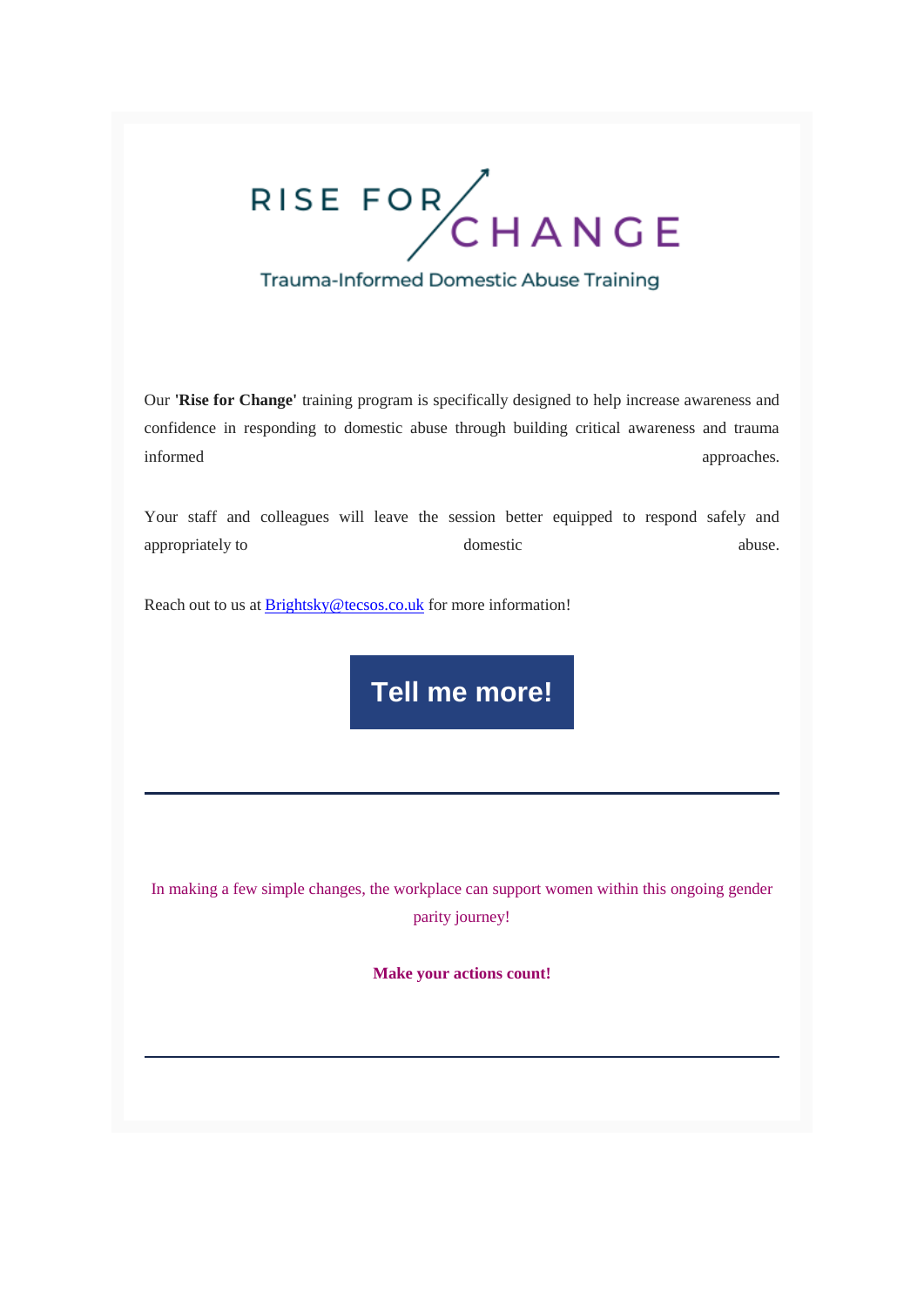# RISE FOR CHANGE

Trauma-Informed Domestic Abuse Training

Our **'Rise for Change'** training program is specifically designed to help increase awareness and confidence in responding to domestic abuse through building critical awareness and trauma informed approaches.

Your staff and colleagues will leave the session better equipped to respond safely and appropriately to domestic abuse.

Reach out to us at Brightsky@tecsos.co.uk for more information!

**Tell me more!**

---

In making a few simple changes, the workplace can support women within this ongoing gender parity journey!

**Make your actions count!**

---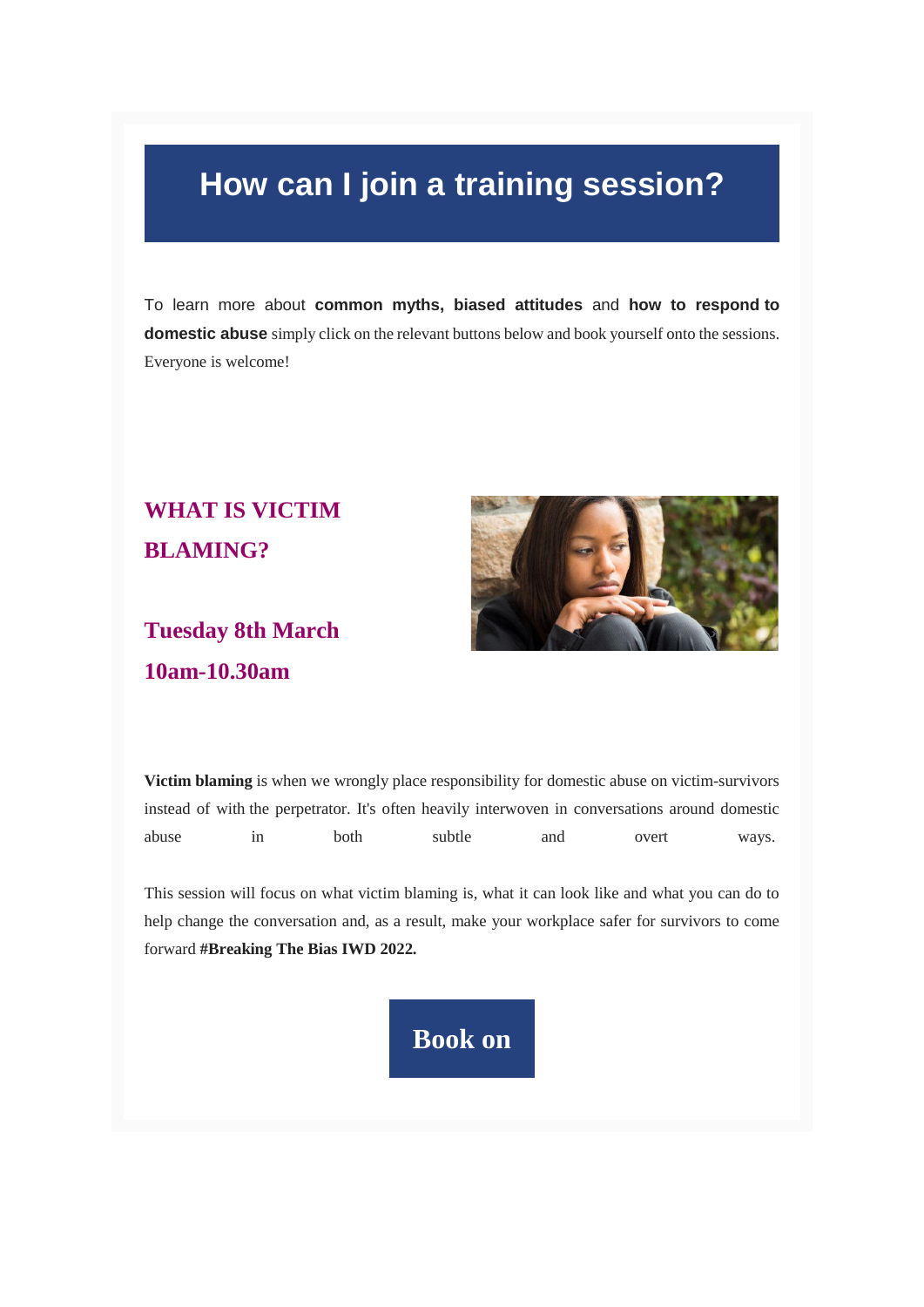# How can I join a training session?

To learn more about **common myths, biased attitudes** and **how to respond to domestic abuse** simply click on the relevant buttons below and book yourself onto the sessions. Everyone is welcome!

## WHAT IS VICTIM BLAMING?

### Tuesday 8th March 10am-10.30am

**Victim blaming** is when we wrongly place responsibility for domestic abuse on victim-survivors instead of with the perpetrator. It's often heavily interwoven in conversations around domestic abuse in both subtle and overt ways.

This session will focus on what victim blaming is, what it can look like and what you can do to help change the conversation and, as a result, make your workplace safer for survivors to come forward **#Breaking The Bias IWD 2022.**

**Book on**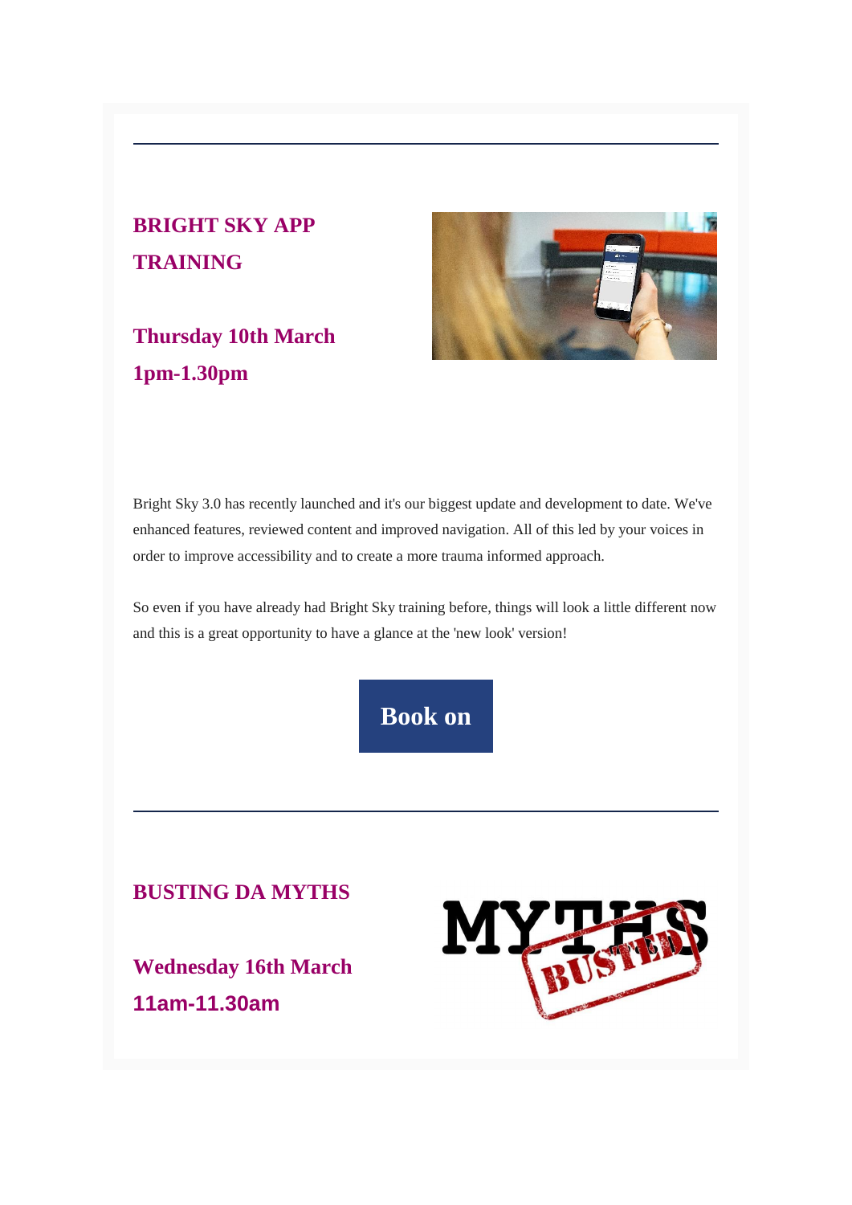---

## BRIGHT SKY APP TRAINING

### Thursday 10th March
### 1pm-1.30pm

Bright Sky 3.0 has recently launched and it's our biggest update and development to date. We've enhanced features, reviewed content and improved navigation. All of this led by your voices in order to improve accessibility and to create a more trauma informed approach.

So even if you have already had Bright Sky training before, things will look a little different now and this is a great opportunity to have a glance at the 'new look' version!

**Book on**

---

## BUSTING DA MYTHS

### Wednesday 16th March
### 11am-11.30am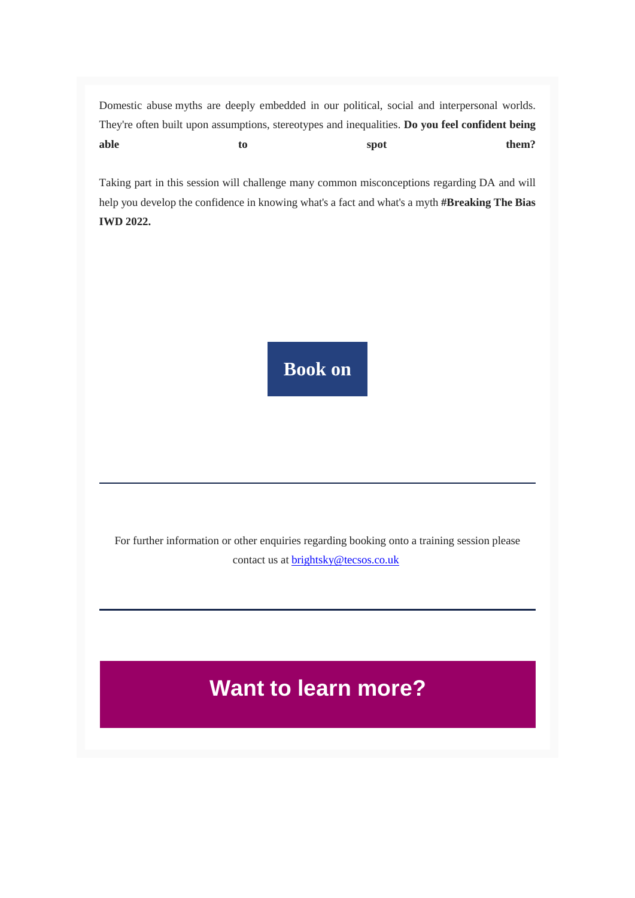Domestic abuse myths are deeply embedded in our political, social and interpersonal worlds. They're often built upon assumptions, stereotypes and inequalities. **Do you feel confident being able to spot them?**

Taking part in this session will challenge many common misconceptions regarding DA and will help you develop the confidence in knowing what's a fact and what's a myth **#Breaking The Bias IWD 2022.**

**Book on**

---

For further information or other enquiries regarding booking onto a training session please contact us at brightsky@tecsos.co.uk

---

## Want to learn more?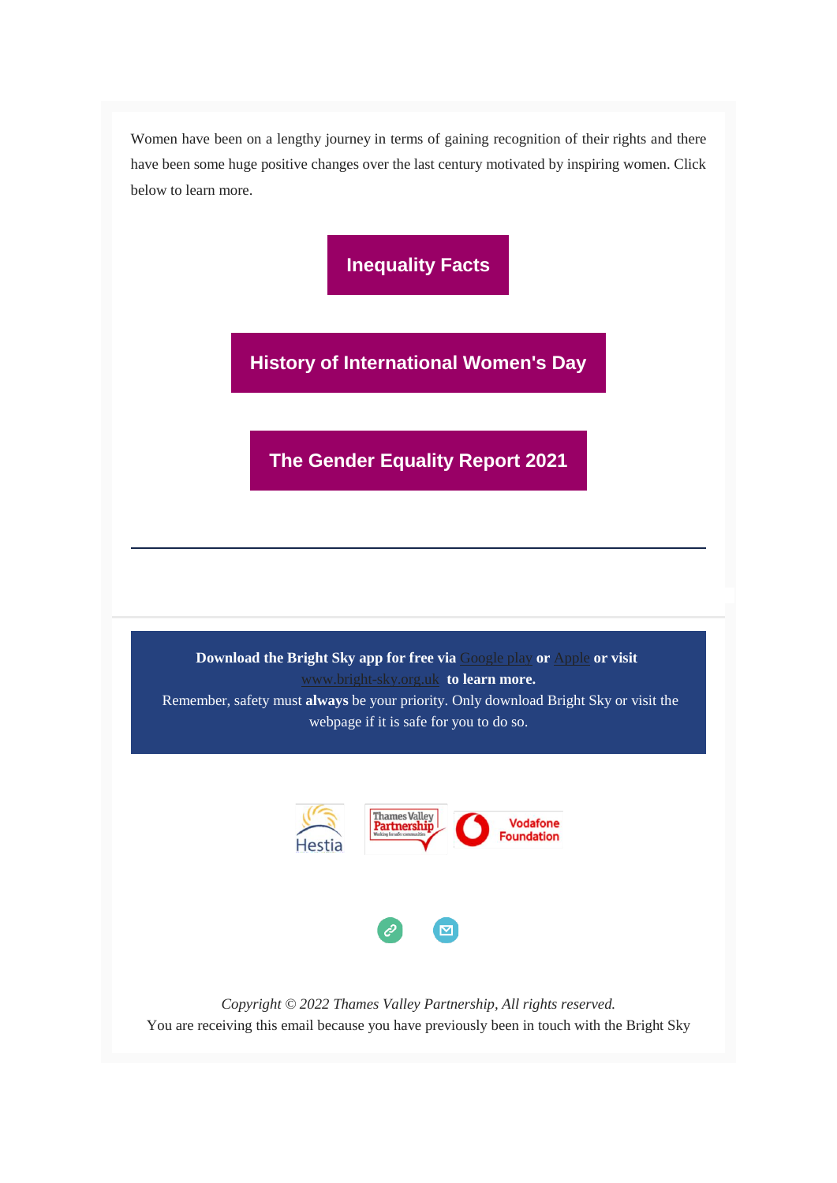Women have been on a lengthy journey in terms of gaining recognition of their rights and there have been some huge positive changes over the last century motivated by inspiring women. Click below to learn more.

**Inequality Facts**

**History of International Women's Day**

**The Gender Equality Report 2021**

---

**Download the Bright Sky app for free via** Google play **or** Apple **or visit** www.bright-sky.org.uk **to learn more.**
Remember, safety must **always** be your priority. Only download Bright Sky or visit the webpage if it is safe for you to do so.

Hestia | Thames Valley Partnership | Vodafone Foundation

*Copyright © 2022 Thames Valley Partnership, All rights reserved.*
You are receiving this email because you have previously been in touch with the Bright Sky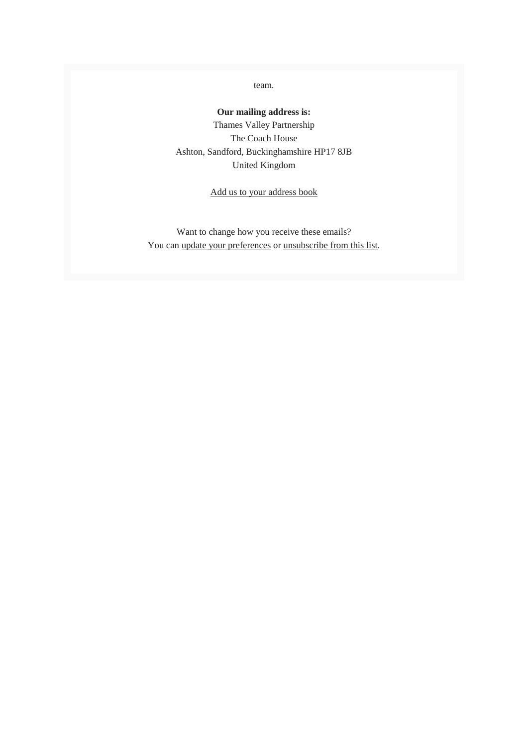team.

**Our mailing address is:**
Thames Valley Partnership
The Coach House
Ashton, Sandford, Buckinghamshire HP17 8JB
United Kingdom

Add us to your address book

Want to change how you receive these emails?
You can update your preferences or unsubscribe from this list.